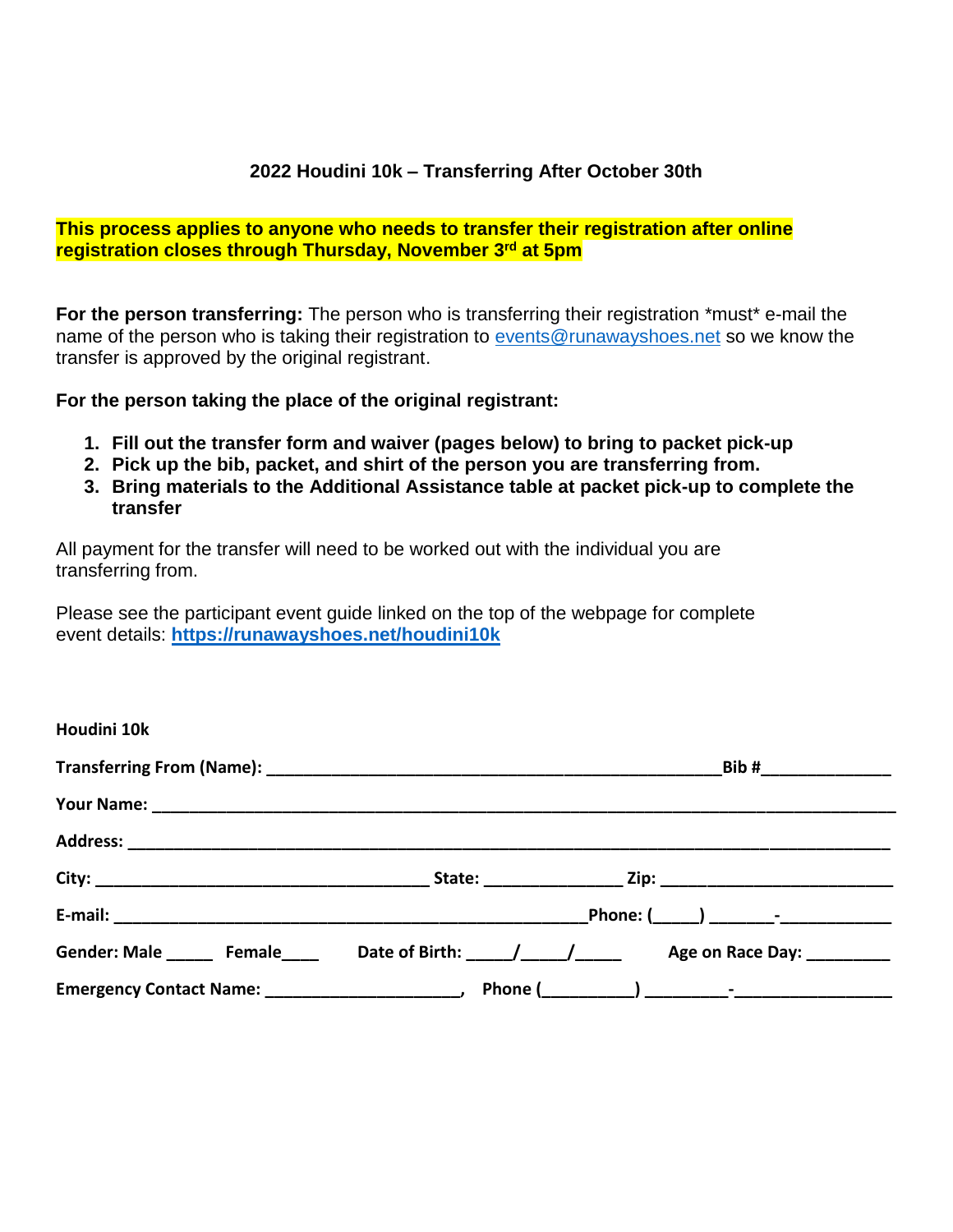## 2022 Houdini 10k – Transferring After October 30th

**This process applies to anyone who needs to transfer their registration after online registration closes through Thursday, November 3rd at 5pm**

**For the person transferring:** The person who is transferring their registration *must* e-mail the name of the person who is taking their registration to events@runawayshoes.net so we know the transfer is approved by the original registrant.

**For the person taking the place of the original registrant:**

1. **Fill out the transfer form and waiver (pages below) to bring to packet pick-up**
2. **Pick up the bib, packet, and shirt of the person you are transferring from.**
3. **Bring materials to the Additional Assistance table at packet pick-up to complete the transfer**

All payment for the transfer will need to be worked out with the individual you are transferring from.

Please see the participant event guide linked on the top of the webpage for complete event details: **https://runawayshoes.net/houdini10k**

**Houdini 10k**

**Transferring From (Name):** ________________________________________________ **Bib #**____________

**Your Name:** ______________________________________________________________________________

**Address:** _________________________________________________________________________________

**City:** ___________________________________ **State:** ______________ **Zip:** _________________________

**E-mail:** __________________________________________________ **Phone: (_____) _______-____________**

**Gender: Male _____ Female____ Date of Birth: _____/_____/_____ Age on Race Day: _________**

**Emergency Contact Name:** ______________________, **Phone (__________) _________-________________**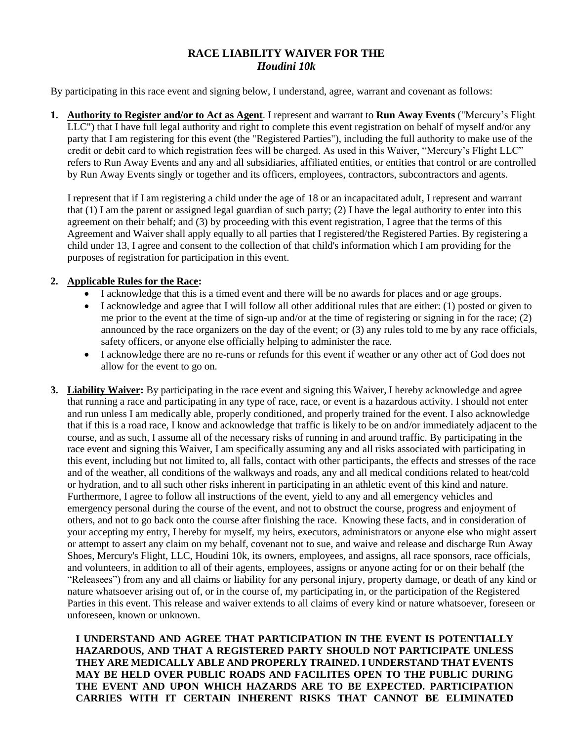# RACE LIABILITY WAIVER FOR THE *Houdini 10k*

By participating in this race event and signing below, I understand, agree, warrant and covenant as follows:

1. **Authority to Register and/or to Act as Agent**. I represent and warrant to **Run Away Events** ("Mercury's Flight LLC") that I have full legal authority and right to complete this event registration on behalf of myself and/or any party that I am registering for this event (the "Registered Parties"), including the full authority to make use of the credit or debit card to which registration fees will be charged. As used in this Waiver, "Mercury's Flight LLC" refers to Run Away Events and any and all subsidiaries, affiliated entities, or entities that control or are controlled by Run Away Events singly or together and its officers, employees, contractors, subcontractors and agents.

   I represent that if I am registering a child under the age of 18 or an incapacitated adult, I represent and warrant that (1) I am the parent or assigned legal guardian of such party; (2) I have the legal authority to enter into this agreement on their behalf; and (3) by proceeding with this event registration, I agree that the terms of this Agreement and Waiver shall apply equally to all parties that I registered/the Registered Parties. By registering a child under 13, I agree and consent to the collection of that child's information which I am providing for the purposes of registration for participation in this event.

2. **Applicable Rules for the Race:**
   - I acknowledge that this is a timed event and there will be no awards for places and or age groups.
   - I acknowledge and agree that I will follow all other additional rules that are either: (1) posted or given to me prior to the event at the time of sign-up and/or at the time of registering or signing in for the race; (2) announced by the race organizers on the day of the event; or (3) any rules told to me by any race officials, safety officers, or anyone else officially helping to administer the race.
   - I acknowledge there are no re-runs or refunds for this event if weather or any other act of God does not allow for the event to go on.

3. **Liability Waiver:** By participating in the race event and signing this Waiver, I hereby acknowledge and agree that running a race and participating in any type of race, race, or event is a hazardous activity. I should not enter and run unless I am medically able, properly conditioned, and properly trained for the event. I also acknowledge that if this is a road race, I know and acknowledge that traffic is likely to be on and/or immediately adjacent to the course, and as such, I assume all of the necessary risks of running in and around traffic. By participating in the race event and signing this Waiver, I am specifically assuming any and all risks associated with participating in this event, including but not limited to, all falls, contact with other participants, the effects and stresses of the race and of the weather, all conditions of the walkways and roads, any and all medical conditions related to heat/cold or hydration, and to all such other risks inherent in participating in an athletic event of this kind and nature. Furthermore, I agree to follow all instructions of the event, yield to any and all emergency vehicles and emergency personal during the course of the event, and not to obstruct the course, progress and enjoyment of others, and not to go back onto the course after finishing the race. Knowing these facts, and in consideration of your accepting my entry, I hereby for myself, my heirs, executors, administrators or anyone else who might assert or attempt to assert any claim on my behalf, covenant not to sue, and waive and release and discharge Run Away Shoes, Mercury's Flight, LLC, Houdini 10k, its owners, employees, and assigns, all race sponsors, race officials, and volunteers, in addition to all of their agents, employees, assigns or anyone acting for or on their behalf (the "Releasees") from any and all claims or liability for any personal injury, property damage, or death of any kind or nature whatsoever arising out of, or in the course of, my participating in, or the participation of the Registered Parties in this event. This release and waiver extends to all claims of every kind or nature whatsoever, foreseen or unforeseen, known or unknown.

   **I UNDERSTAND AND AGREE THAT PARTICIPATION IN THE EVENT IS POTENTIALLY HAZARDOUS, AND THAT A REGISTERED PARTY SHOULD NOT PARTICIPATE UNLESS THEY ARE MEDICALLY ABLE AND PROPERLY TRAINED. I UNDERSTAND THAT EVENTS MAY BE HELD OVER PUBLIC ROADS AND FACILITES OPEN TO THE PUBLIC DURING THE EVENT AND UPON WHICH HAZARDS ARE TO BE EXPECTED. PARTICIPATION CARRIES WITH IT CERTAIN INHERENT RISKS THAT CANNOT BE ELIMINATED**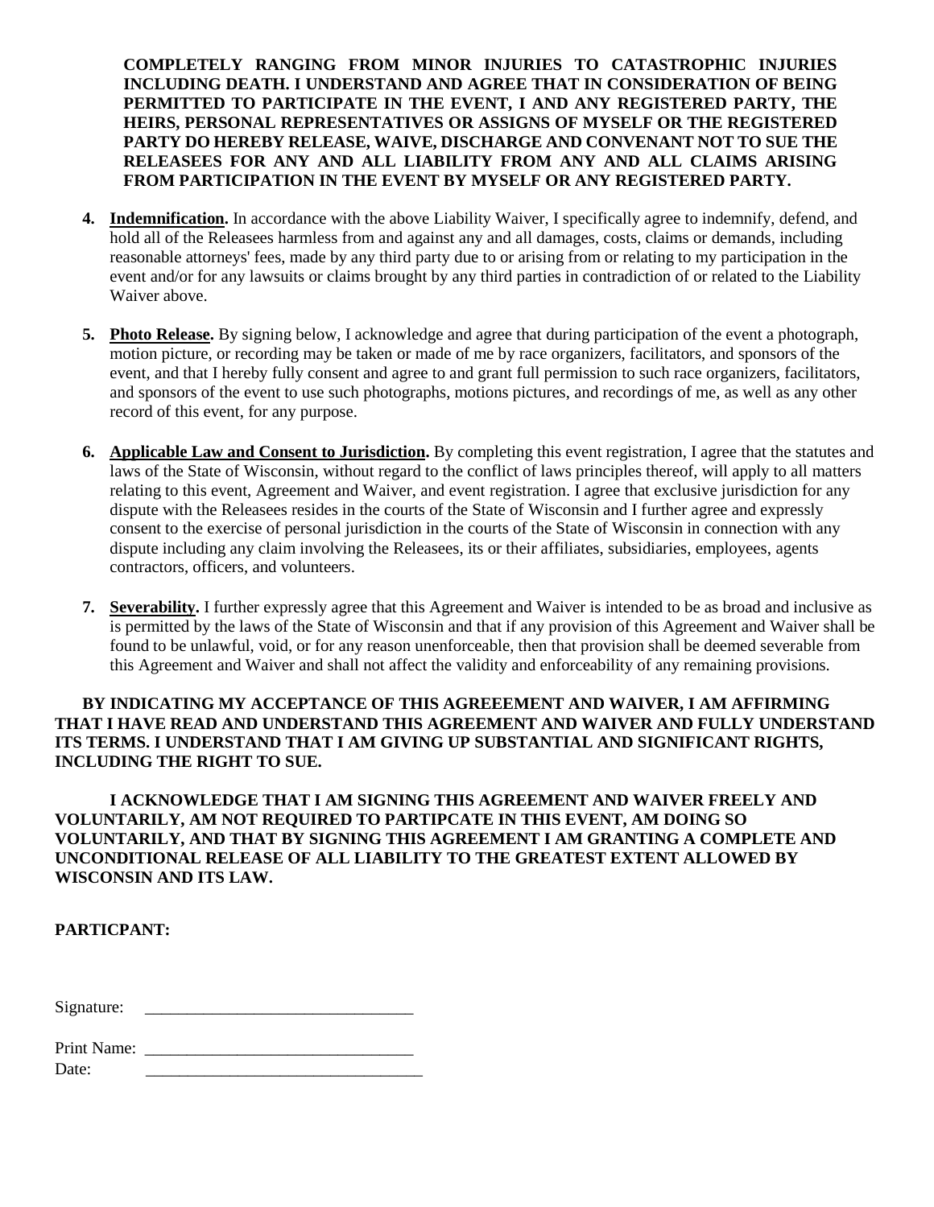**COMPLETELY RANGING FROM MINOR INJURIES TO CATASTROPHIC INJURIES INCLUDING DEATH. I UNDERSTAND AND AGREE THAT IN CONSIDERATION OF BEING PERMITTED TO PARTICIPATE IN THE EVENT, I AND ANY REGISTERED PARTY, THE HEIRS, PERSONAL REPRESENTATIVES OR ASSIGNS OF MYSELF OR THE REGISTERED PARTY DO HEREBY RELEASE, WAIVE, DISCHARGE AND CONVENANT NOT TO SUE THE RELEASEES FOR ANY AND ALL LIABILITY FROM ANY AND ALL CLAIMS ARISING FROM PARTICIPATION IN THE EVENT BY MYSELF OR ANY REGISTERED PARTY.**

4. **Indemnification.** In accordance with the above Liability Waiver, I specifically agree to indemnify, defend, and hold all of the Releasees harmless from and against any and all damages, costs, claims or demands, including reasonable attorneys' fees, made by any third party due to or arising from or relating to my participation in the event and/or for any lawsuits or claims brought by any third parties in contradiction of or related to the Liability Waiver above.

5. **Photo Release.** By signing below, I acknowledge and agree that during participation of the event a photograph, motion picture, or recording may be taken or made of me by race organizers, facilitators, and sponsors of the event, and that I hereby fully consent and agree to and grant full permission to such race organizers, facilitators, and sponsors of the event to use such photographs, motions pictures, and recordings of me, as well as any other record of this event, for any purpose.

6. **Applicable Law and Consent to Jurisdiction.** By completing this event registration, I agree that the statutes and laws of the State of Wisconsin, without regard to the conflict of laws principles thereof, will apply to all matters relating to this event, Agreement and Waiver, and event registration. I agree that exclusive jurisdiction for any dispute with the Releasees resides in the courts of the State of Wisconsin and I further agree and expressly consent to the exercise of personal jurisdiction in the courts of the State of Wisconsin in connection with any dispute including any claim involving the Releasees, its or their affiliates, subsidiaries, employees, agents contractors, officers, and volunteers.

7. **Severability.** I further expressly agree that this Agreement and Waiver is intended to be as broad and inclusive as is permitted by the laws of the State of Wisconsin and that if any provision of this Agreement and Waiver shall be found to be unlawful, void, or for any reason unenforceable, then that provision shall be deemed severable from this Agreement and Waiver and shall not affect the validity and enforceability of any remaining provisions.

**BY INDICATING MY ACCEPTANCE OF THIS AGREEEMENT AND WAIVER, I AM AFFIRMING THAT I HAVE READ AND UNDERSTAND THIS AGREEMENT AND WAIVER AND FULLY UNDERSTAND ITS TERMS. I UNDERSTAND THAT I AM GIVING UP SUBSTANTIAL AND SIGNIFICANT RIGHTS, INCLUDING THE RIGHT TO SUE.**

**I ACKNOWLEDGE THAT I AM SIGNING THIS AGREEMENT AND WAIVER FREELY AND VOLUNTARILY, AM NOT REQUIRED TO PARTIPCATE IN THIS EVENT, AM DOING SO VOLUNTARILY, AND THAT BY SIGNING THIS AGREEMENT I AM GRANTING A COMPLETE AND UNCONDITIONAL RELEASE OF ALL LIABILITY TO THE GREATEST EXTENT ALLOWED BY WISCONSIN AND ITS LAW.**

**PARTICPANT:**

Signature: ________________________________

Print Name: ________________________________

Date: ________________________________